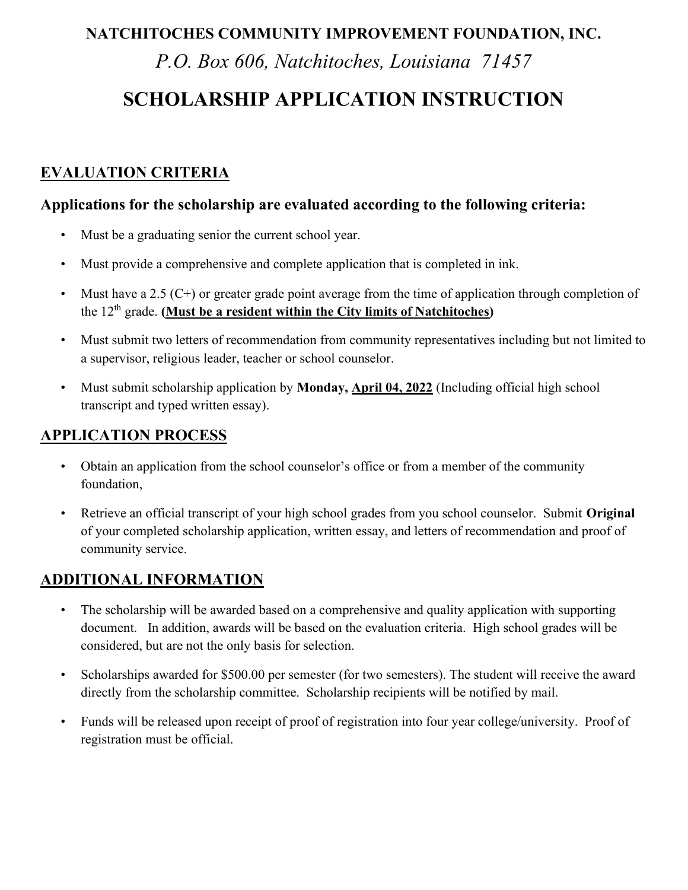**NATCHITOCHES COMMUNITY IMPROVEMENT FOUNDATION, INC.**

*P.O. Box 606, Natchitoches, Louisiana 71457*

# SCHOLARSHIP APPLICATION INSTRUCTION

## EVALUATION CRITERIA

### Applications for the scholarship are evaluated according to the following criteria:

- Must be a graduating senior the current school year.
- Must provide a comprehensive and complete application that is completed in ink.
- Must have a 2.5 (C+) or greater grade point average from the time of application through completion of the 12th grade. **(Must be a resident within the City limits of Natchitoches)**
- Must submit two letters of recommendation from community representatives including but not limited to a supervisor, religious leader, teacher or school counselor.
- Must submit scholarship application by **Monday, April 04, 2022** (Including official high school transcript and typed written essay).

## APPLICATION PROCESS

- Obtain an application from the school counselor's office or from a member of the community foundation,
- Retrieve an official transcript of your high school grades from you school counselor. Submit **Original** of your completed scholarship application, written essay, and letters of recommendation and proof of community service.

## ADDITIONAL INFORMATION

- The scholarship will be awarded based on a comprehensive and quality application with supporting document. In addition, awards will be based on the evaluation criteria. High school grades will be considered, but are not the only basis for selection.
- Scholarships awarded for $500.00 per semester (for two semesters). The student will receive the award directly from the scholarship committee. Scholarship recipients will be notified by mail.
- Funds will be released upon receipt of proof of registration into four year college/university. Proof of registration must be official.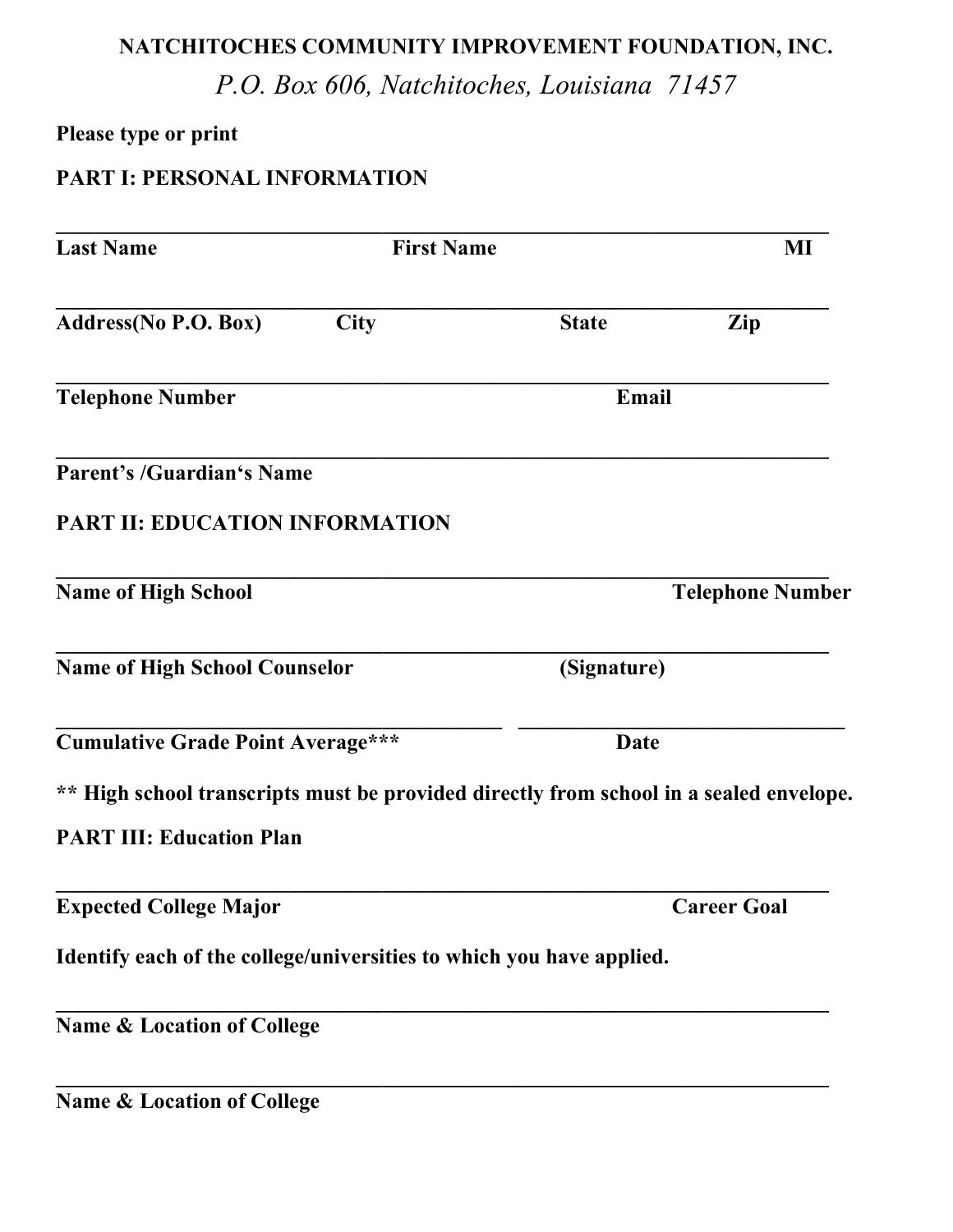**NATCHITOCHES COMMUNITY IMPROVEMENT FOUNDATION, INC.**

*P.O. Box 606, Natchitoches, Louisiana 71457*

**Please type or print**

**PART I: PERSONAL INFORMATION**

______________________________________________________________________

**Last Name** **First Name** **MI**

______________________________________________________________________

**Address(No P.O. Box)** **City** **State** **Zip**

______________________________________________________________________

**Telephone Number** **Email**

______________________________________________________________________

**Parent's /Guardian's Name**

**PART II: EDUCATION INFORMATION**

______________________________________________________________________

**Name of High School** **Telephone Number**

______________________________________________________________________

**Name of High School Counselor** **(Signature)**

________________________________ ________________________________

**Cumulative Grade Point Average*** ** **Date**

**** High school transcripts must be provided directly from school in a sealed envelope.**

**PART III: Education Plan**

______________________________________________________________________

**Expected College Major** **Career Goal**

**Identify each of the college/universities to which you have applied.**

______________________________________________________________________

**Name & Location of College**

______________________________________________________________________

**Name & Location of College**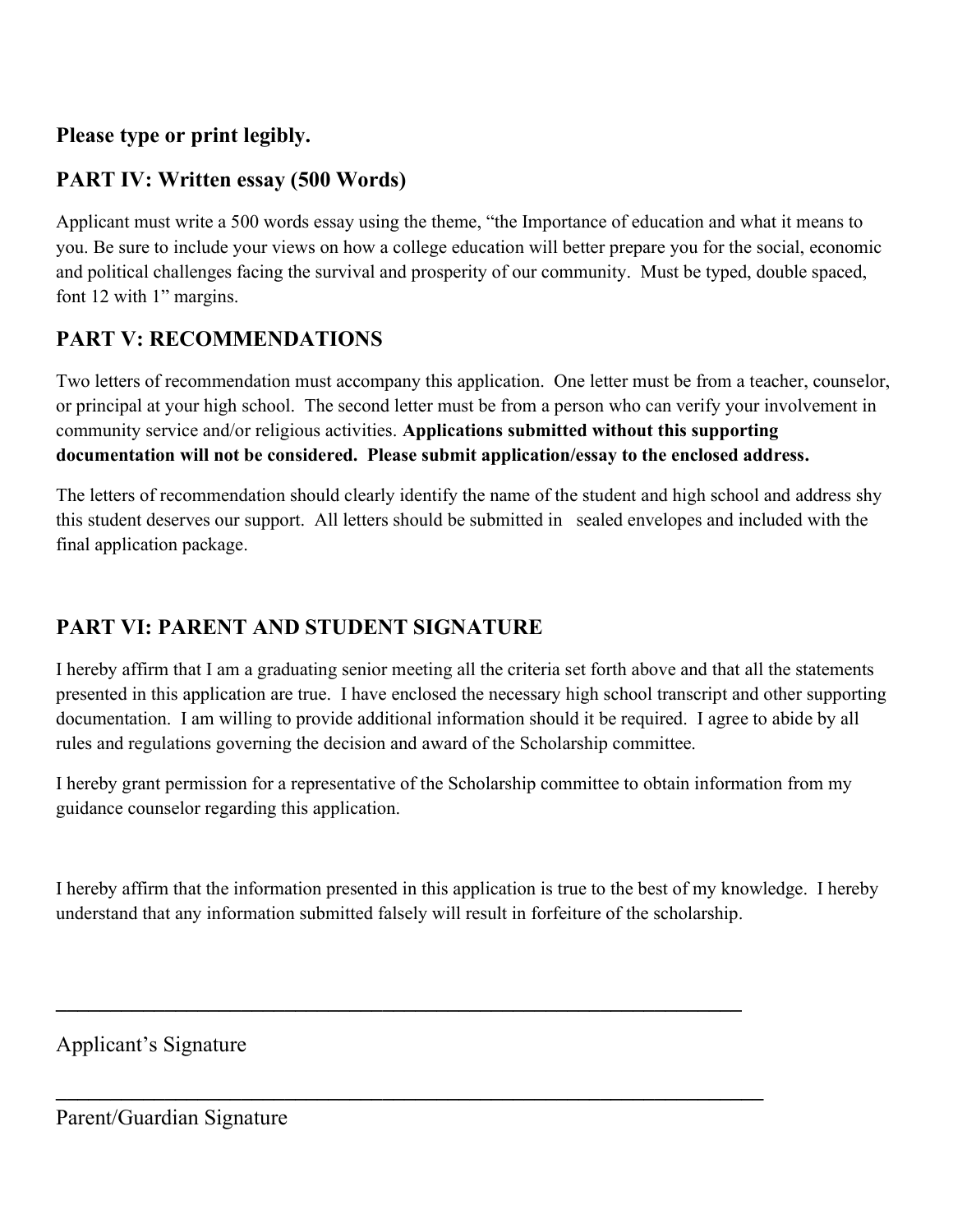**Please type or print legibly.**

## PART IV: Written essay (500 Words)

Applicant must write a 500 words essay using the theme, "the Importance of education and what it means to you. Be sure to include your views on how a college education will better prepare you for the social, economic and political challenges facing the survival and prosperity of our community. Must be typed, double spaced, font 12 with 1" margins.

## PART V: RECOMMENDATIONS

Two letters of recommendation must accompany this application. One letter must be from a teacher, counselor, or principal at your high school. The second letter must be from a person who can verify your involvement in community service and/or religious activities. **Applications submitted without this supporting documentation will not be considered. Please submit application/essay to the enclosed address.**

The letters of recommendation should clearly identify the name of the student and high school and address shy this student deserves our support. All letters should be submitted in sealed envelopes and included with the final application package.

## PART VI: PARENT AND STUDENT SIGNATURE

I hereby affirm that I am a graduating senior meeting all the criteria set forth above and that all the statements presented in this application are true. I have enclosed the necessary high school transcript and other supporting documentation. I am willing to provide additional information should it be required. I agree to abide by all rules and regulations governing the decision and award of the Scholarship committee.

I hereby grant permission for a representative of the Scholarship committee to obtain information from my guidance counselor regarding this application.

I hereby affirm that the information presented in this application is true to the best of my knowledge. I hereby understand that any information submitted falsely will result in forfeiture of the scholarship.

\_\_\_\_\_\_\_\_\_\_\_\_\_\_\_\_\_\_\_\_\_\_\_\_\_\_\_\_\_\_\_\_\_\_\_\_\_\_\_\_\_\_\_\_\_\_\_\_\_\_\_\_\_\_\_\_\_\_\_\_

Applicant's Signature

\_\_\_\_\_\_\_\_\_\_\_\_\_\_\_\_\_\_\_\_\_\_\_\_\_\_\_\_\_\_\_\_\_\_\_\_\_\_\_\_\_\_\_\_\_\_\_\_\_\_\_\_\_\_\_\_\_\_\_\_

Parent/Guardian Signature